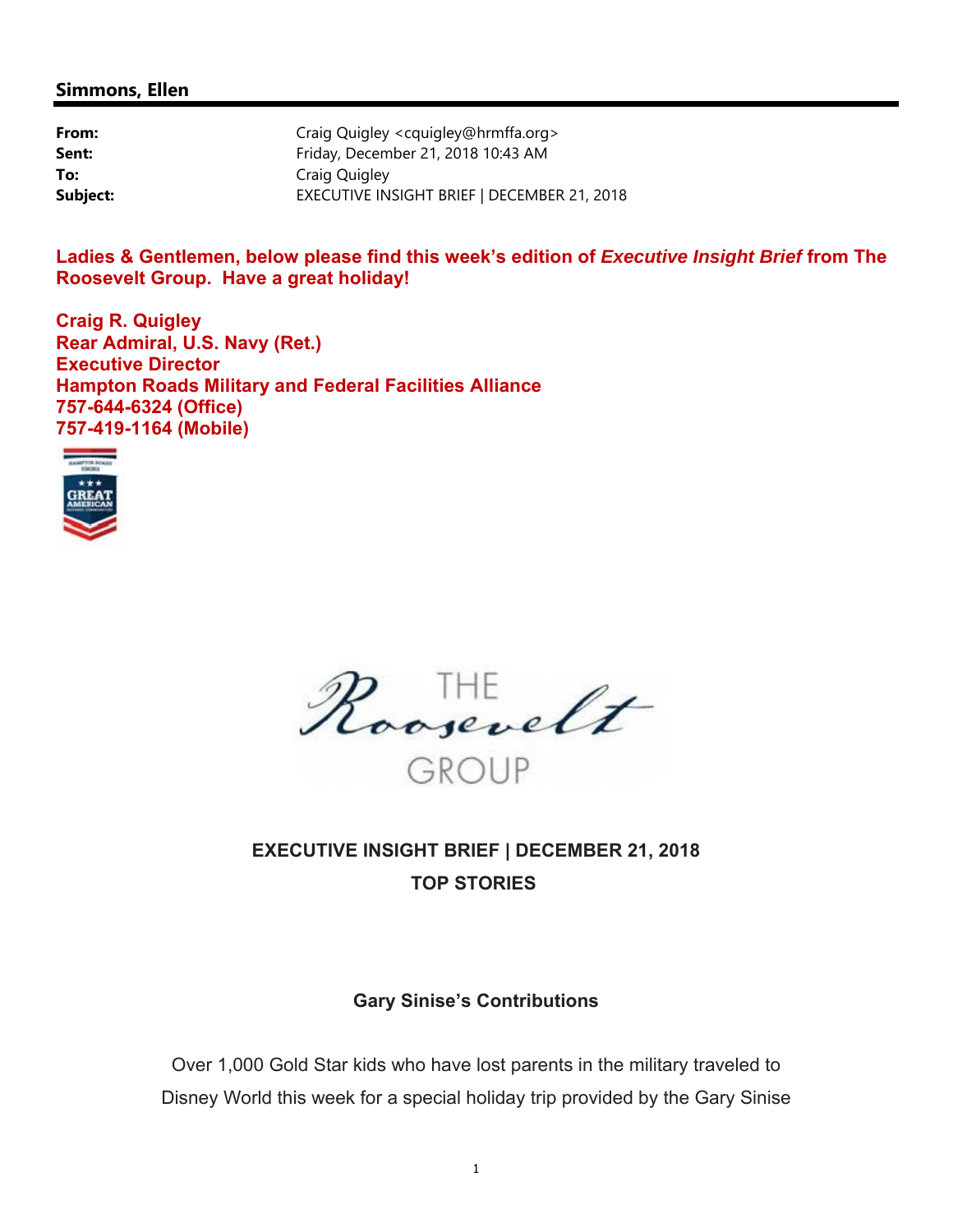**Simmons, Ellen**

| | |
|---|---|
| **From:** | Craig Quigley <cquigley@hrmffa.org> |
| **Sent:** | Friday, December 21, 2018 10:43 AM |
| **To:** | Craig Quigley |
| **Subject:** | EXECUTIVE INSIGHT BRIEF \| DECEMBER 21, 2018 |

**Ladies & Gentlemen, below please find this week's edition of *Executive Insight Brief* from The Roosevelt Group. Have a great holiday!**

**Craig R. Quigley**
**Rear Admiral, U.S. Navy (Ret.)**
**Executive Director**
**Hampton Roads Military and Federal Facilities Alliance**
**757-644-6324 (Office)**
**757-419-1164 (Mobile)**

THE Roosevelt GROUP

**EXECUTIVE INSIGHT BRIEF | DECEMBER 21, 2018**

**TOP STORIES**

**Gary Sinise's Contributions**

Over 1,000 Gold Star kids who have lost parents in the military traveled to Disney World this week for a special holiday trip provided by the Gary Sinise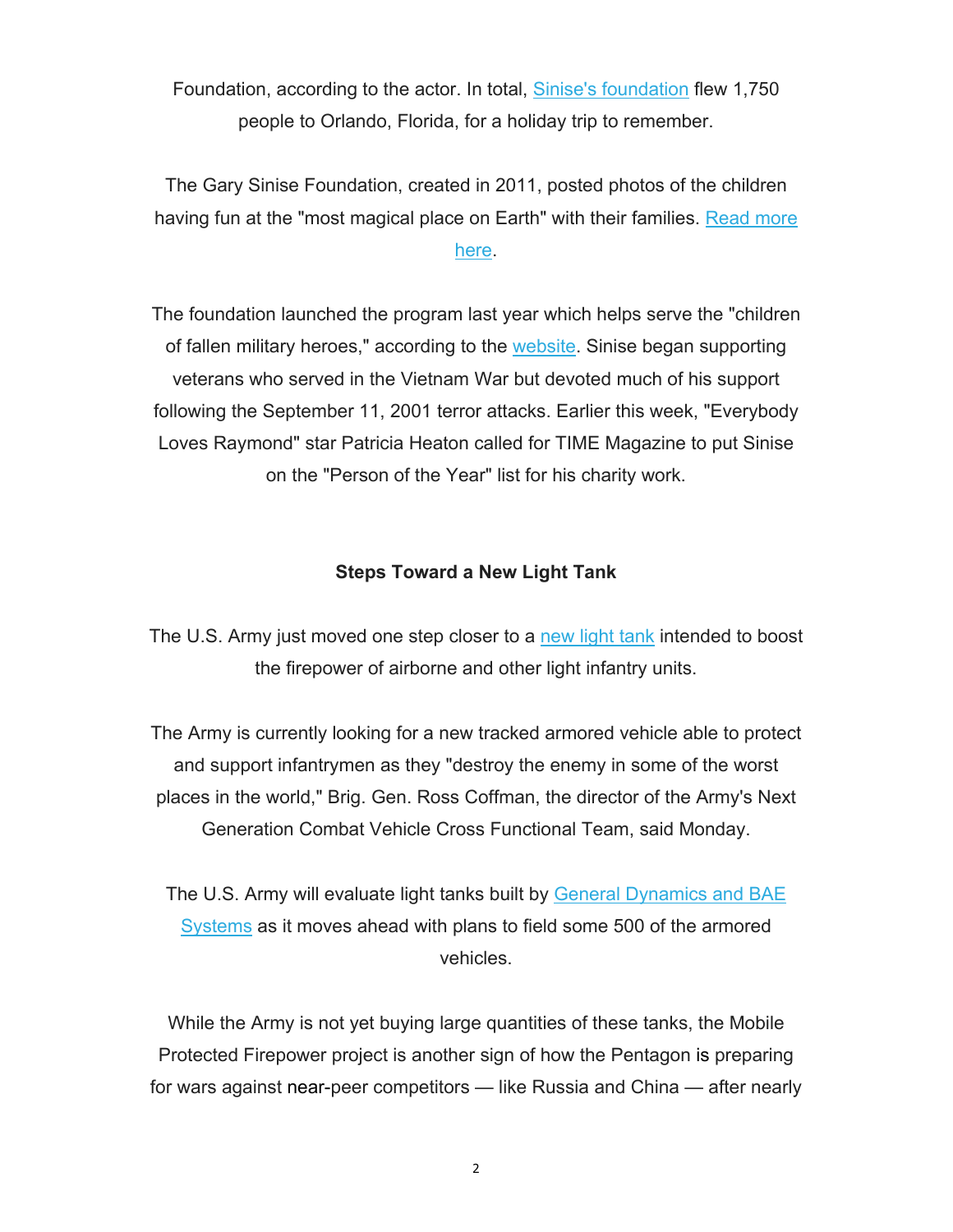Foundation, according to the actor. In total, Sinise's foundation flew 1,750 people to Orlando, Florida, for a holiday trip to remember.

The Gary Sinise Foundation, created in 2011, posted photos of the children having fun at the "most magical place on Earth" with their families. Read more here.

The foundation launched the program last year which helps serve the "children of fallen military heroes," according to the website. Sinise began supporting veterans who served in the Vietnam War but devoted much of his support following the September 11, 2001 terror attacks. Earlier this week, "Everybody Loves Raymond" star Patricia Heaton called for TIME Magazine to put Sinise on the "Person of the Year" list for his charity work.

**Steps Toward a New Light Tank**

The U.S. Army just moved one step closer to a new light tank intended to boost the firepower of airborne and other light infantry units.

The Army is currently looking for a new tracked armored vehicle able to protect and support infantrymen as they "destroy the enemy in some of the worst places in the world," Brig. Gen. Ross Coffman, the director of the Army's Next Generation Combat Vehicle Cross Functional Team, said Monday.

The U.S. Army will evaluate light tanks built by General Dynamics and BAE Systems as it moves ahead with plans to field some 500 of the armored vehicles.

While the Army is not yet buying large quantities of these tanks, the Mobile Protected Firepower project is another sign of how the Pentagon is preparing for wars against near-peer competitors — like Russia and China — after nearly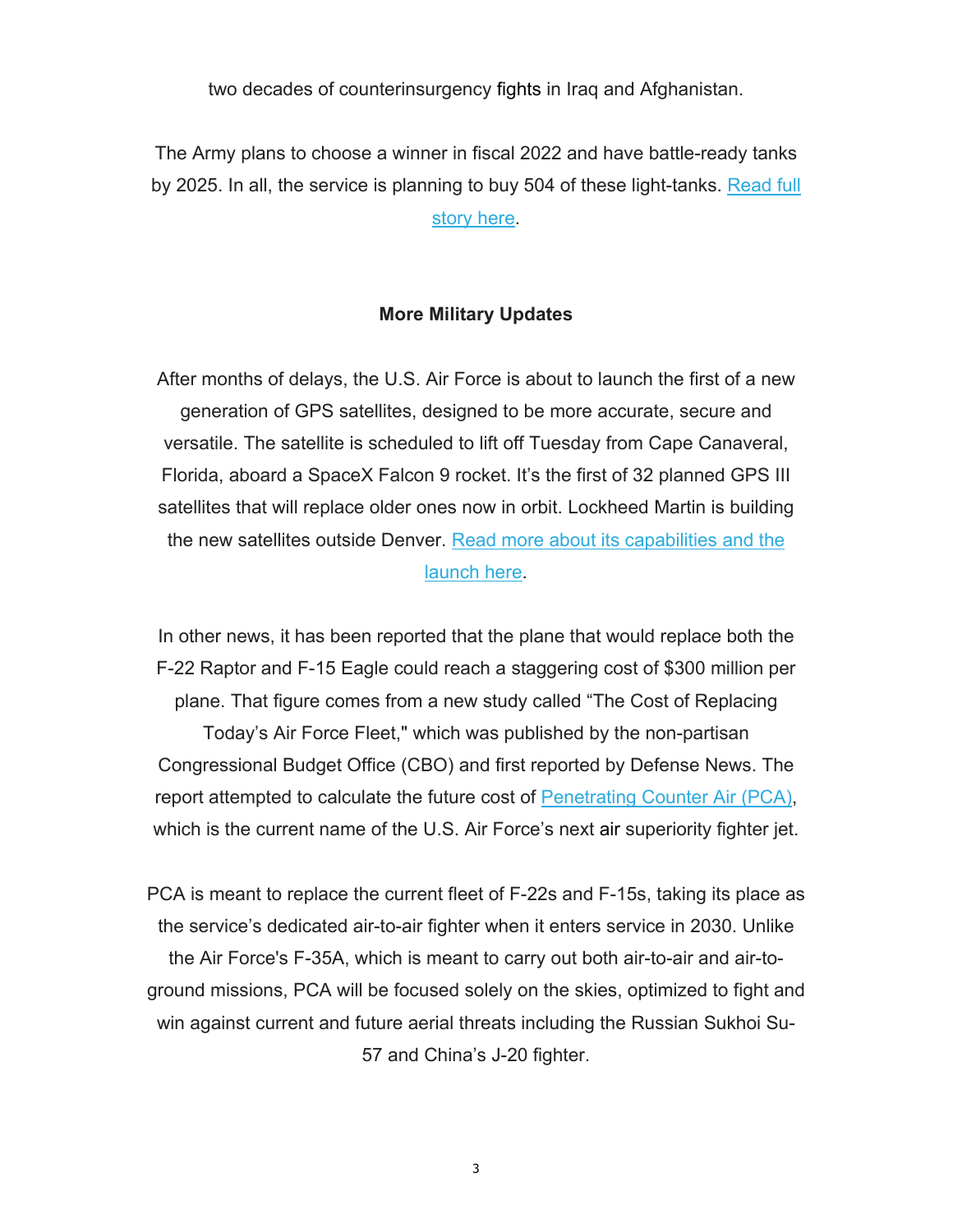two decades of counterinsurgency fights in Iraq and Afghanistan.

The Army plans to choose a winner in fiscal 2022 and have battle-ready tanks by 2025. In all, the service is planning to buy 504 of these light-tanks. Read full story here.

**More Military Updates**

After months of delays, the U.S. Air Force is about to launch the first of a new generation of GPS satellites, designed to be more accurate, secure and versatile. The satellite is scheduled to lift off Tuesday from Cape Canaveral, Florida, aboard a SpaceX Falcon 9 rocket. It's the first of 32 planned GPS III satellites that will replace older ones now in orbit. Lockheed Martin is building the new satellites outside Denver. Read more about its capabilities and the launch here.

In other news, it has been reported that the plane that would replace both the F-22 Raptor and F-15 Eagle could reach a staggering cost of $300 million per plane. That figure comes from a new study called "The Cost of Replacing Today's Air Force Fleet," which was published by the non-partisan Congressional Budget Office (CBO) and first reported by Defense News. The report attempted to calculate the future cost of Penetrating Counter Air (PCA), which is the current name of the U.S. Air Force's next air superiority fighter jet.

PCA is meant to replace the current fleet of F-22s and F-15s, taking its place as the service's dedicated air-to-air fighter when it enters service in 2030. Unlike the Air Force's F-35A, which is meant to carry out both air-to-air and air-to-ground missions, PCA will be focused solely on the skies, optimized to fight and win against current and future aerial threats including the Russian Sukhoi Su-57 and China's J-20 fighter.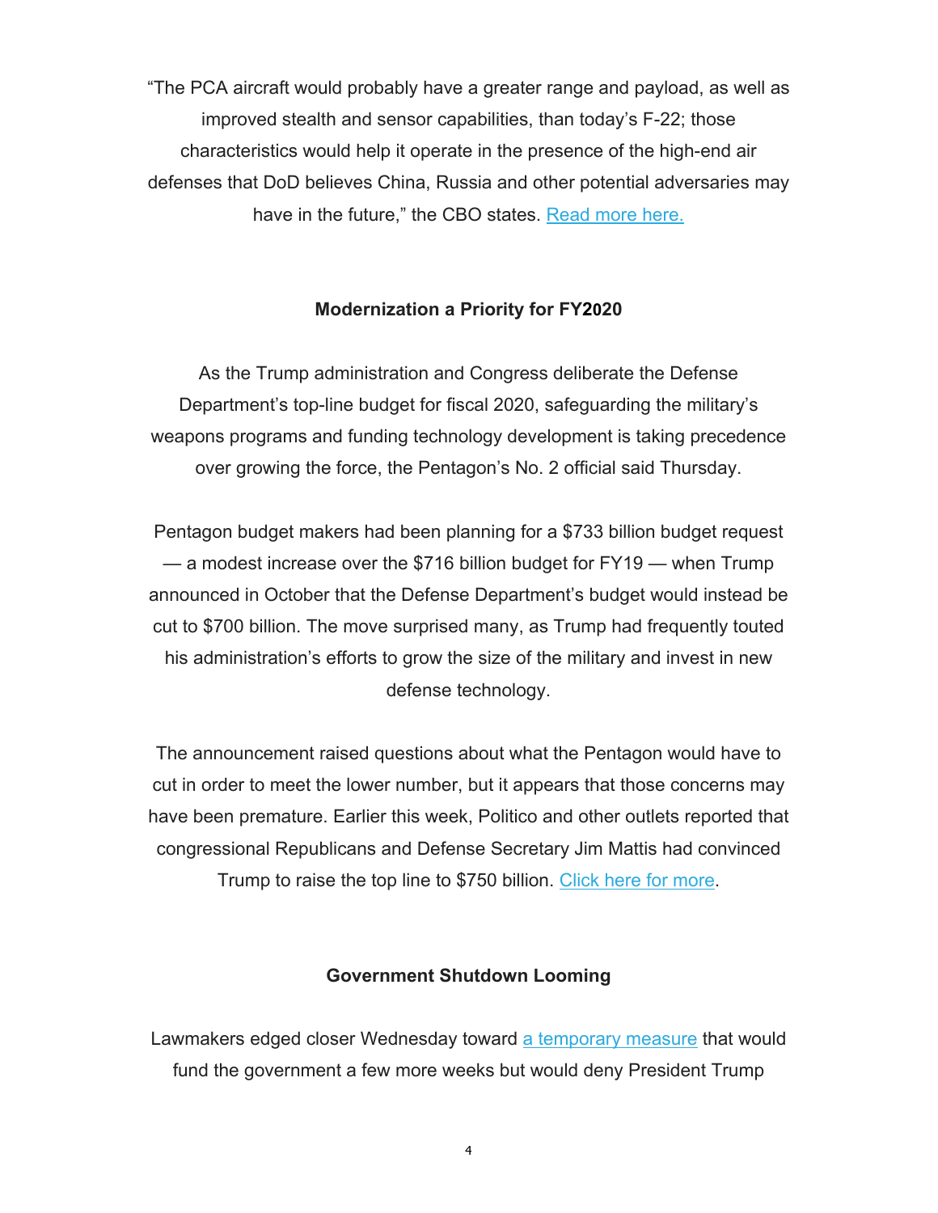"The PCA aircraft would probably have a greater range and payload, as well as improved stealth and sensor capabilities, than today's F-22; those characteristics would help it operate in the presence of the high-end air defenses that DoD believes China, Russia and other potential adversaries may have in the future," the CBO states. Read more here.

**Modernization a Priority for FY2020**

As the Trump administration and Congress deliberate the Defense Department's top-line budget for fiscal 2020, safeguarding the military's weapons programs and funding technology development is taking precedence over growing the force, the Pentagon's No. 2 official said Thursday.

Pentagon budget makers had been planning for a $733 billion budget request — a modest increase over the $716 billion budget for FY19 — when Trump announced in October that the Defense Department's budget would instead be cut to $700 billion. The move surprised many, as Trump had frequently touted his administration's efforts to grow the size of the military and invest in new defense technology.

The announcement raised questions about what the Pentagon would have to cut in order to meet the lower number, but it appears that those concerns may have been premature. Earlier this week, Politico and other outlets reported that congressional Republicans and Defense Secretary Jim Mattis had convinced Trump to raise the top line to $750 billion. Click here for more.

**Government Shutdown Looming**

Lawmakers edged closer Wednesday toward a temporary measure that would fund the government a few more weeks but would deny President Trump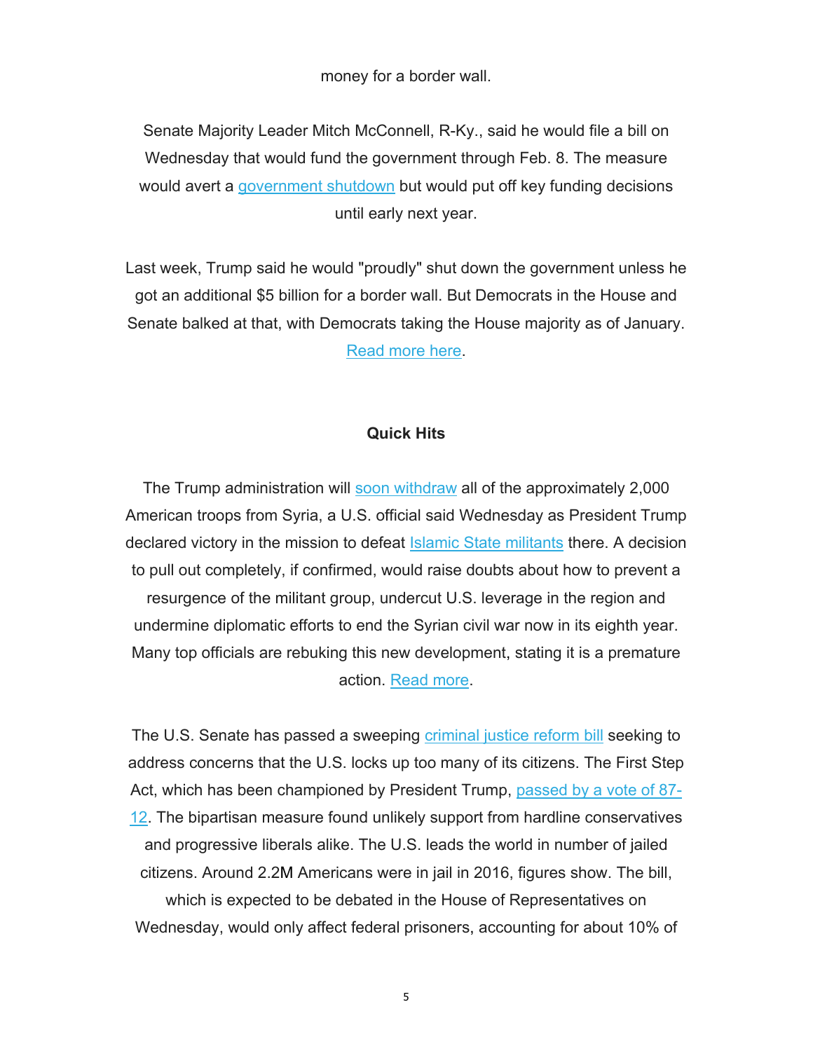money for a border wall.

Senate Majority Leader Mitch McConnell, R-Ky., said he would file a bill on Wednesday that would fund the government through Feb. 8. The measure would avert a government shutdown but would put off key funding decisions until early next year.

Last week, Trump said he would "proudly" shut down the government unless he got an additional $5 billion for a border wall. But Democrats in the House and Senate balked at that, with Democrats taking the House majority as of January. Read more here.

**Quick Hits**

The Trump administration will soon withdraw all of the approximately 2,000 American troops from Syria, a U.S. official said Wednesday as President Trump declared victory in the mission to defeat Islamic State militants there. A decision to pull out completely, if confirmed, would raise doubts about how to prevent a resurgence of the militant group, undercut U.S. leverage in the region and undermine diplomatic efforts to end the Syrian civil war now in its eighth year. Many top officials are rebuking this new development, stating it is a premature action. Read more.

The U.S. Senate has passed a sweeping criminal justice reform bill seeking to address concerns that the U.S. locks up too many of its citizens. The First Step Act, which has been championed by President Trump, passed by a vote of 87-12. The bipartisan measure found unlikely support from hardline conservatives and progressive liberals alike. The U.S. leads the world in number of jailed citizens. Around 2.2M Americans were in jail in 2016, figures show. The bill, which is expected to be debated in the House of Representatives on Wednesday, would only affect federal prisoners, accounting for about 10% of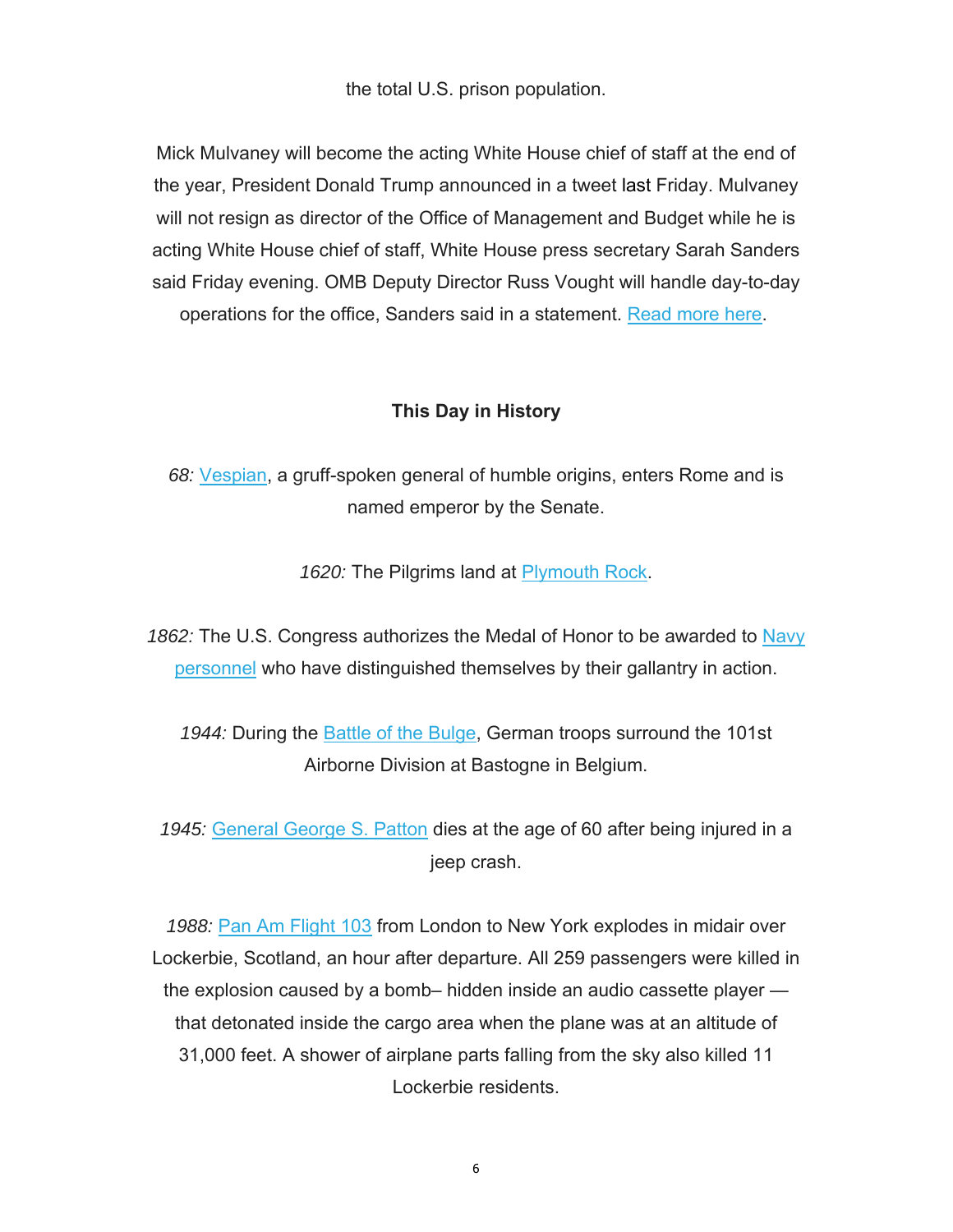the total U.S. prison population.

Mick Mulvaney will become the acting White House chief of staff at the end of the year, President Donald Trump announced in a tweet last Friday. Mulvaney will not resign as director of the Office of Management and Budget while he is acting White House chief of staff, White House press secretary Sarah Sanders said Friday evening. OMB Deputy Director Russ Vought will handle day-to-day operations for the office, Sanders said in a statement. Read more here.

**This Day in History**

*68:* Vespian, a gruff-spoken general of humble origins, enters Rome and is named emperor by the Senate.

*1620:* The Pilgrims land at Plymouth Rock.

*1862:* The U.S. Congress authorizes the Medal of Honor to be awarded to Navy personnel who have distinguished themselves by their gallantry in action.

*1944:* During the Battle of the Bulge, German troops surround the 101st Airborne Division at Bastogne in Belgium.

*1945:* General George S. Patton dies at the age of 60 after being injured in a jeep crash.

*1988:* Pan Am Flight 103 from London to New York explodes in midair over Lockerbie, Scotland, an hour after departure. All 259 passengers were killed in the explosion caused by a bomb– hidden inside an audio cassette player — that detonated inside the cargo area when the plane was at an altitude of 31,000 feet. A shower of airplane parts falling from the sky also killed 11 Lockerbie residents.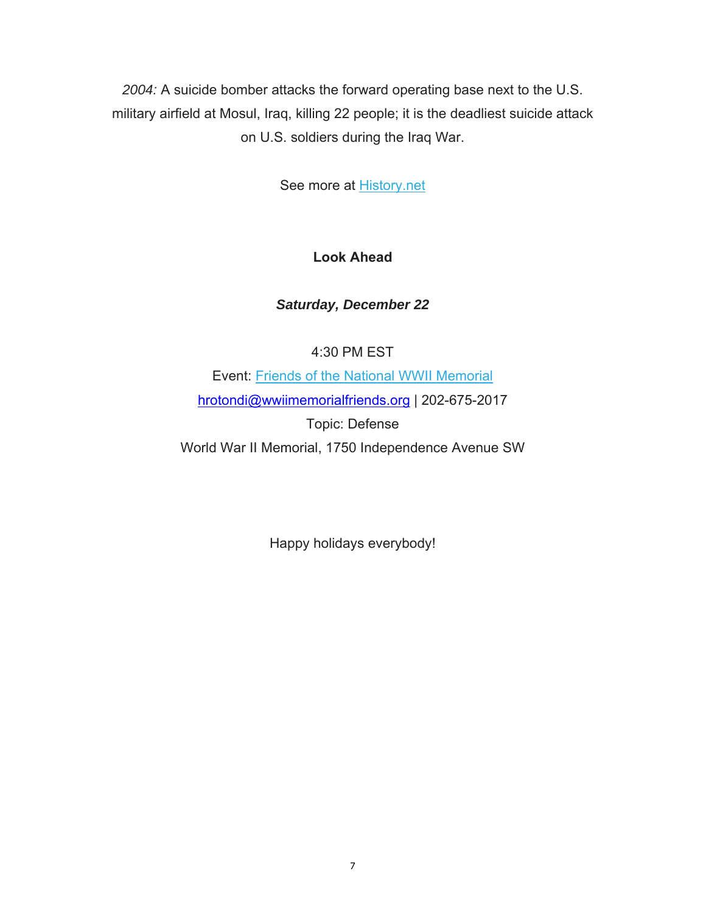*2004:* A suicide bomber attacks the forward operating base next to the U.S. military airfield at Mosul, Iraq, killing 22 people; it is the deadliest suicide attack on U.S. soldiers during the Iraq War.

See more at History.net

**Look Ahead**

***Saturday, December 22***

4:30 PM EST

Event: Friends of the National WWII Memorial

hrotondi@wwiimemorialfriends.org | 202-675-2017

Topic: Defense

World War II Memorial, 1750 Independence Avenue SW

Happy holidays everybody!